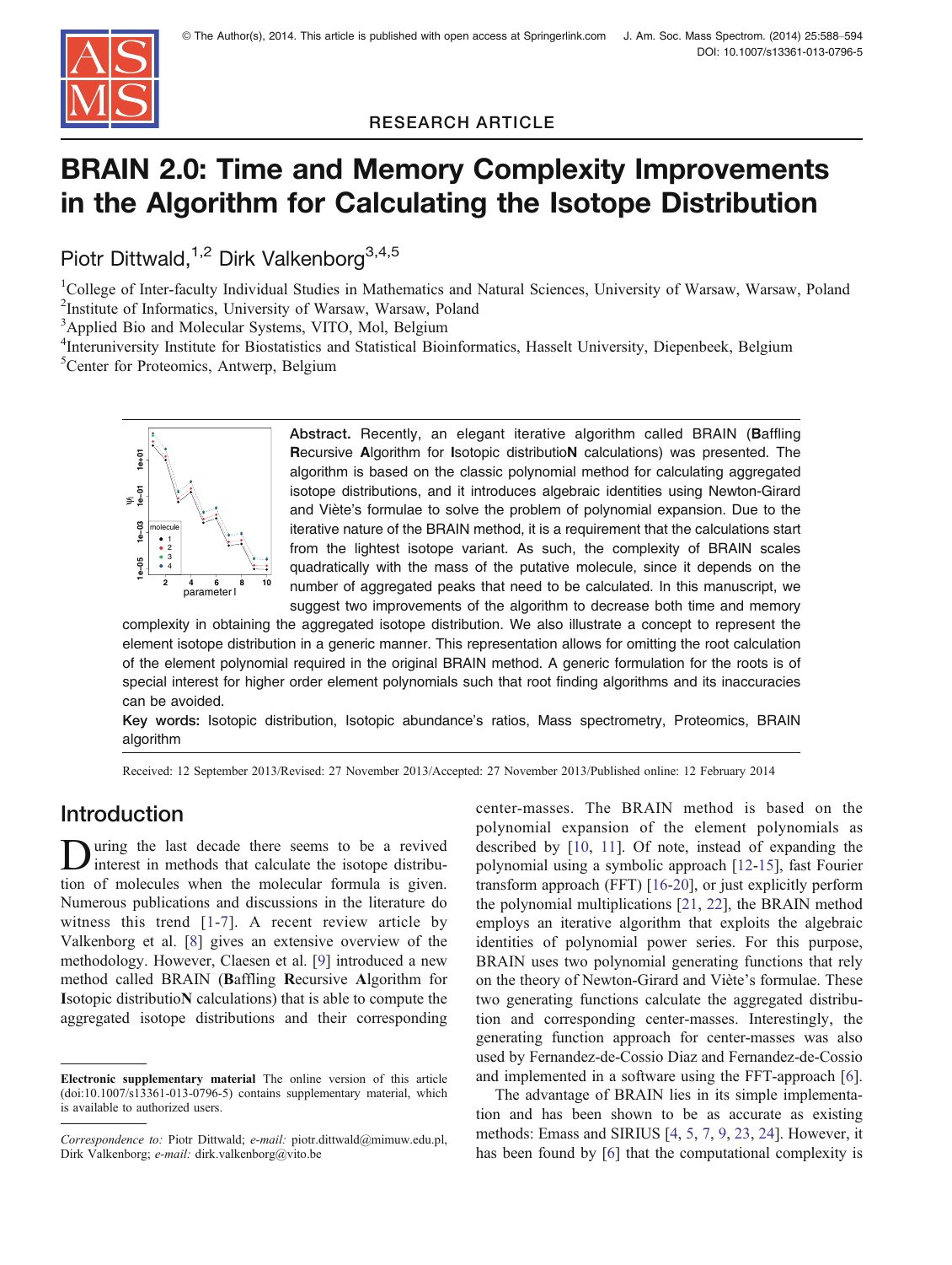RESEARCH ARTICLE

# BRAIN 2.0: Time and Memory Complexity Improvements in the Algorithm for Calculating the Isotope Distribution

Piotr Dittwald,[1,2] Dirk Valkenborg[3,4,5]

[1]College of Inter-faculty Individual Studies in Mathematics and Natural Sciences, University of Warsaw, Warsaw, Poland
[2]Institute of Informatics, University of Warsaw, Warsaw, Poland
[3]Applied Bio and Molecular Systems, VITO, Mol, Belgium
[4]Interuniversity Institute for Biostatistics and Statistical Bioinformatics, Hasselt University, Diepenbeek, Belgium
[5]Center for Proteomics, Antwerp, Belgium

**Abstract.** Recently, an elegant iterative algorithm called BRAIN (**B**affling **R**ecursive **A**lgorithm for **I**sotopic distributio**N** calculations) was presented. The algorithm is based on the classic polynomial method for calculating aggregated isotope distributions, and it introduces algebraic identities using Newton-Girard and Viète's formulae to solve the problem of polynomial expansion. Due to the iterative nature of the BRAIN method, it is a requirement that the calculations start from the lightest isotope variant. As such, the complexity of BRAIN scales quadratically with the mass of the putative molecule, since it depends on the number of aggregated peaks that need to be calculated. In this manuscript, we suggest two improvements of the algorithm to decrease both time and memory complexity in obtaining the aggregated isotope distribution. We also illustrate a concept to represent the element isotope distribution in a generic manner. This representation allows for omitting the root calculation of the element polynomial required in the original BRAIN method. A generic formulation for the roots is of special interest for higher order element polynomials such that root finding algorithms and its inaccuracies can be avoided.

**Key words:** Isotopic distribution, Isotopic abundance's ratios, Mass spectrometry, Proteomics, BRAIN algorithm

Received: 12 September 2013/Revised: 27 November 2013/Accepted: 27 November 2013/Published online: 12 February 2014

## Introduction

During the last decade there seems to be a revived interest in methods that calculate the isotope distribution of molecules when the molecular formula is given. Numerous publications and discussions in the literature do witness this trend [1-7]. A recent review article by Valkenborg et al. [8] gives an extensive overview of the methodology. However, Claesen et al. [9] introduced a new method called BRAIN (**B**affling **R**ecursive **A**lgorithm for **I**sotopic distributio**N** calculations) that is able to compute the aggregated isotope distributions and their corresponding center-masses. The BRAIN method is based on the polynomial expansion of the element polynomials as described by [10, 11]. Of note, instead of expanding the polynomial using a symbolic approach [12-15], fast Fourier transform approach (FFT) [16-20], or just explicitly perform the polynomial multiplications [21, 22], the BRAIN method employs an iterative algorithm that exploits the algebraic identities of polynomial power series. For this purpose, BRAIN uses two polynomial generating functions that rely on the theory of Newton-Girard and Viète's formulae. These two generating functions calculate the aggregated distribution and corresponding center-masses. Interestingly, the generating function approach for center-masses was also used by Fernandez-de-Cossio Diaz and Fernandez-de-Cossio and implemented in a software using the FFT-approach [6].

The advantage of BRAIN lies in its simple implementation and has been shown to be as accurate as existing methods: Emass and SIRIUS [4, 5, 7, 9, 23, 24]. However, it has been found by [6] that the computational complexity is

**Electronic supplementary material** The online version of this article (doi:10.1007/s13361-013-0796-5) contains supplementary material, which is available to authorized users.

*Correspondence to:* Piotr Dittwald; *e-mail:* piotr.dittwald@mimuw.edu.pl, Dirk Valkenborg; *e-mail:* dirk.valkenborg@vito.be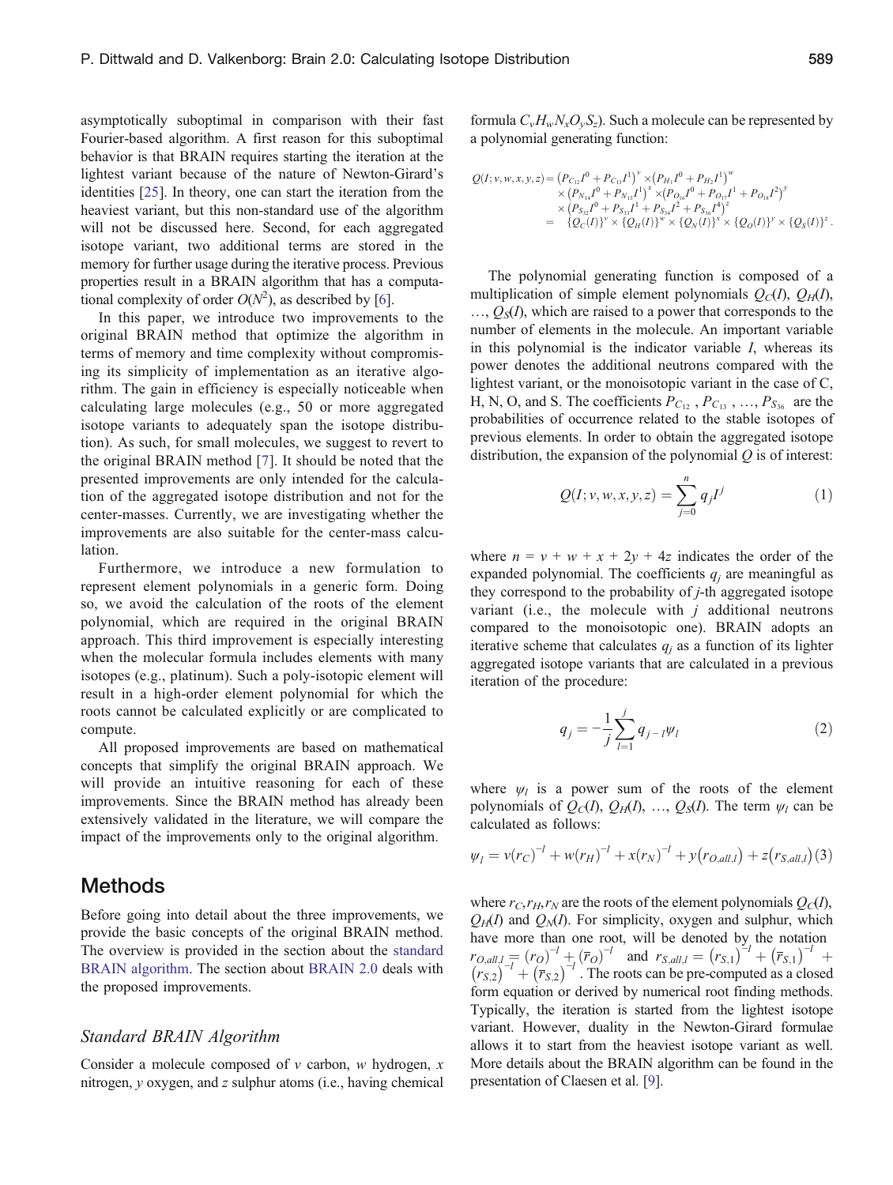asymptotically suboptimal in comparison with their fast Fourier-based algorithm. A first reason for this suboptimal behavior is that BRAIN requires starting the iteration at the lightest variant because of the nature of Newton-Girard's identities [25]. In theory, one can start the iteration from the heaviest variant, but this non-standard use of the algorithm will not be discussed here. Second, for each aggregated isotope variant, two additional terms are stored in the memory for further usage during the iterative process. Previous properties result in a BRAIN algorithm that has a computational complexity of order $O(N^2)$, as described by [6].

In this paper, we introduce two improvements to the original BRAIN method that optimize the algorithm in terms of memory and time complexity without compromising its simplicity of implementation as an iterative algorithm. The gain in efficiency is especially noticeable when calculating large molecules (e.g., 50 or more aggregated isotope variants to adequately span the isotope distribution). As such, for small molecules, we suggest to revert to the original BRAIN method [7]. It should be noted that the presented improvements are only intended for the calculation of the aggregated isotope distribution and not for the center-masses. Currently, we are investigating whether the improvements are also suitable for the center-mass calculation.

Furthermore, we introduce a new formulation to represent element polynomials in a generic form. Doing so, we avoid the calculation of the roots of the element polynomial, which are required in the original BRAIN approach. This third improvement is especially interesting when the molecular formula includes elements with many isotopes (e.g., platinum). Such a poly-isotopic element will result in a high-order element polynomial for which the roots cannot be calculated explicitly or are complicated to compute.

All proposed improvements are based on mathematical concepts that simplify the original BRAIN approach. We will provide an intuitive reasoning for each of these improvements. Since the BRAIN method has already been extensively validated in the literature, we will compare the impact of the improvements only to the original algorithm.

## Methods

Before going into detail about the three improvements, we provide the basic concepts of the original BRAIN method. The overview is provided in the section about the standard BRAIN algorithm. The section about BRAIN 2.0 deals with the proposed improvements.

### *Standard BRAIN Algorithm*

Consider a molecule composed of $v$ carbon, $w$ hydrogen, $x$ nitrogen, $y$ oxygen, and $z$ sulphur atoms (i.e., having chemical formula $C_vH_wN_xO_yS_z$). Such a molecule can be represented by a polynomial generating function:

$$
\begin{aligned}
Q(I;v,w,x,y,z) = & \left(P_{C_{12}}I^0 + P_{C_{13}}I^1\right)^v \times \left(P_{H_1}I^0 + P_{H_2}I^1\right)^w \\
& \times \left(P_{N_{14}}I^0 + P_{N_{15}}I^1\right)^x \times \left(P_{O_{16}}I^0 + P_{O_{17}}I^1 + P_{O_{18}}I^2\right)^y \\
& \times \left(P_{S_{32}}I^0 + P_{S_{33}}I^1 + P_{S_{34}}I^2 + P_{S_{36}}I^4\right)^z \\
= & \ \{Q_C(I)\}^v \times \{Q_H(I)\}^w \times \{Q_N(I)\}^x \times \{Q_O(I)\}^y \times \{Q_S(I)\}^z .
\end{aligned}
$$

The polynomial generating function is composed of a multiplication of simple element polynomials $Q_C(I)$, $Q_H(I)$, …, $Q_S(I)$, which are raised to a power that corresponds to the number of elements in the molecule. An important variable in this polynomial is the indicator variable $I$, whereas its power denotes the additional neutrons compared with the lightest variant, or the monoisotopic variant in the case of C, H, N, O, and S. The coefficients $P_{C_{12}}$, $P_{C_{13}}$, …, $P_{S_{36}}$ are the probabilities of occurrence related to the stable isotopes of previous elements. In order to obtain the aggregated isotope distribution, the expansion of the polynomial $Q$ is of interest:

$$
Q(I;v,w,x,y,z) = \sum_{j=0}^{n} q_j I^j \tag{1}
$$

where $n = v + w + x + 2y + 4z$ indicates the order of the expanded polynomial. The coefficients $q_j$ are meaningful as they correspond to the probability of $j$-th aggregated isotope variant (i.e., the molecule with $j$ additional neutrons compared to the monoisotopic one). BRAIN adopts an iterative scheme that calculates $q_j$ as a function of its lighter aggregated isotope variants that are calculated in a previous iteration of the procedure:

$$
q_j = -\frac{1}{j}\sum_{l=1}^{j} q_{j-l}\psi_l \tag{2}
$$

where $\psi_l$ is a power sum of the roots of the element polynomials of $Q_C(I)$, $Q_H(I)$, …, $Q_S(I)$. The term $\psi_l$ can be calculated as follows:

$$
\psi_l = v(r_C)^{-l} + w(r_H)^{-l} + x(r_N)^{-l} + y\left(r_{O,all,l}\right) + z\left(r_{S,all,l}\right) \tag{3}
$$

where $r_C, r_H, r_N$ are the roots of the element polynomials $Q_C(I)$, $Q_H(I)$ and $Q_N(I)$. For simplicity, oxygen and sulphur, which have more than one root, will be denoted by the notation $r_{O,all,l} = (r_O)^{-l} + (\bar{r}_O)^{-l}$ and $r_{S,all,l} = \left(r_{S,1}\right)^{-l} + \left(\bar{r}_{S,1}\right)^{-l} + \left(r_{S,2}\right)^{-l} + \left(\bar{r}_{S,2}\right)^{-l}$. The roots can be pre-computed as a closed form equation or derived by numerical root finding methods. Typically, the iteration is started from the lightest isotope variant. However, duality in the Newton-Girard formulae allows it to start from the heaviest isotope variant as well. More details about the BRAIN algorithm can be found in the presentation of Claesen et al. [9].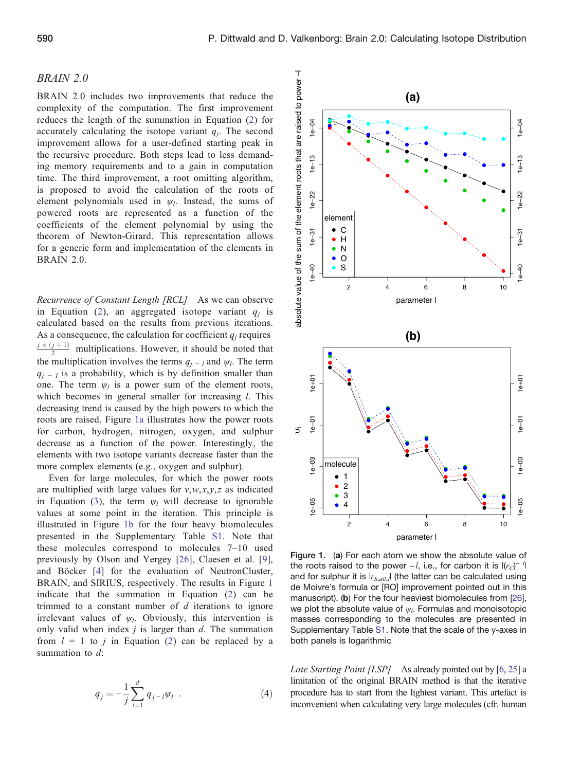*BRAIN 2.0*

BRAIN 2.0 includes two improvements that reduce the complexity of the computation. The first improvement reduces the length of the summation in Equation (2) for accurately calculating the isotope variant $q_j$. The second improvement allows for a user-defined starting peak in the recursive procedure. Both steps lead to less demanding memory requirements and to a gain in computation time. The third improvement, a root omitting algorithm, is proposed to avoid the calculation of the roots of element polynomials used in $\psi_l$. Instead, the sums of powered roots are represented as a function of the coefficients of the element polynomial by using the theorem of Newton-Girard. This representation allows for a generic form and implementation of the elements in BRAIN 2.0.

*Recurrence of Constant Length [RCL]* As we can observe in Equation (2), an aggregated isotope variant $q_j$ is calculated based on the results from previous iterations. As a consequence, the calculation for coefficient $q_j$ requires $\frac{j \times (j+1)}{2}$ multiplications. However, it should be noted that the multiplication involves the terms $q_{j-l}$ and $\psi_l$. The term $q_{j-l}$ is a probability, which is by definition smaller than one. The term $\psi_l$ is a power sum of the element roots, which becomes in general smaller for increasing $l$. This decreasing trend is caused by the high powers to which the roots are raised. Figure 1a illustrates how the power roots for carbon, hydrogen, nitrogen, oxygen, and sulphur decrease as a function of the power. Interestingly, the elements with two isotope variants decrease faster than the more complex elements (e.g., oxygen and sulphur).

Even for large molecules, for which the power roots are multiplied with large values for $v,w,x,y,z$ as indicated in Equation (3), the term $\psi_l$ will decrease to ignorable values at some point in the iteration. This principle is illustrated in Figure 1b for the four heavy biomolecules presented in the Supplementary Table S1. Note that these molecules correspond to molecules 7–10 used previously by Olson and Yergey [26], Claesen et al. [9], and Böcker [4] for the evaluation of NeutronCluster, BRAIN, and SIRIUS, respectively. The results in Figure 1 indicate that the summation in Equation (2) can be trimmed to a constant number of $d$ iterations to ignore irrelevant values of $\psi_l$. Obviously, this intervention is only valid when index $j$ is larger than $d$. The summation from $l = 1$ to $j$ in Equation (2) can be replaced by a summation to $d$:

$$q_j = -\frac{1}{j}\sum_{l=1}^{d} q_{j-l}\psi_l \quad . \tag{4}$$

**Figure 1.** (**a**) For each atom we show the absolute value of the roots raised to the power $-l$, i.e., for carbon it is $|(r_C)^{-l}|$ and for sulphur it is $|r_{S,all,l}|$ (the latter can be calculated using de Moivre's formula or [RO] improvement pointed out in this manuscript). (**b**) For the four heaviest biomolecules from [26], we plot the absolute value of $\psi_l$. Formulas and monoisotopic masses corresponding to the molecules are presented in Supplementary Table S1. Note that the scale of the y-axes in both panels is logarithmic

*Late Starting Point [LSP]* As already pointed out by [6, 25] a limitation of the original BRAIN method is that the iterative procedure has to start from the lightest variant. This artefact is inconvenient when calculating very large molecules (cfr. human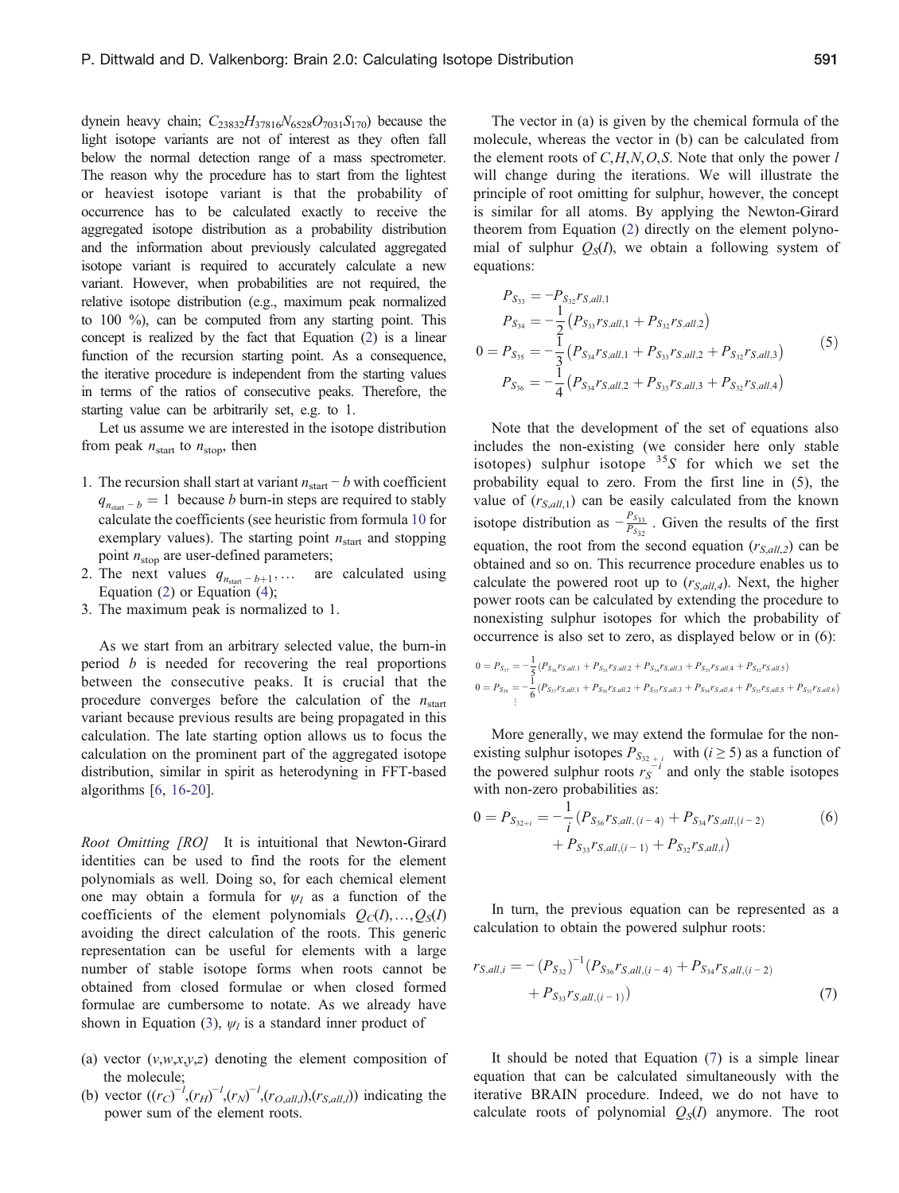dynein heavy chain; $C_{23832}H_{37816}N_{6528}O_{7031}S_{170}$) because the light isotope variants are not of interest as they often fall below the normal detection range of a mass spectrometer. The reason why the procedure has to start from the lightest or heaviest isotope variant is that the probability of occurrence has to be calculated exactly to receive the aggregated isotope distribution as a probability distribution and the information about previously calculated aggregated isotope variant is required to accurately calculate a new variant. However, when probabilities are not required, the relative isotope distribution (e.g., maximum peak normalized to 100 %), can be computed from any starting point. This concept is realized by the fact that Equation (2) is a linear function of the recursion starting point. As a consequence, the iterative procedure is independent from the starting values in terms of the ratios of consecutive peaks. Therefore, the starting value can be arbitrarily set, e.g. to 1.

Let us assume we are interested in the isotope distribution from peak $n_{\text{start}}$ to $n_{\text{stop}}$, then

1. The recursion shall start at variant $n_{\text{start}} - b$ with coefficient $q_{n_{\text{start}}-b} = 1$ because $b$ burn-in steps are required to stably calculate the coefficients (see heuristic from formula 10 for exemplary values). The starting point $n_{\text{start}}$ and stopping point $n_{\text{stop}}$ are user-defined parameters;
2. The next values $q_{n_{\text{start}}-b+1}, \ldots$ are calculated using Equation (2) or Equation (4);
3. The maximum peak is normalized to 1.

As we start from an arbitrary selected value, the burn-in period $b$ is needed for recovering the real proportions between the consecutive peaks. It is crucial that the procedure converges before the calculation of the $n_{\text{start}}$ variant because previous results are being propagated in this calculation. The late starting option allows us to focus the calculation on the prominent part of the aggregated isotope distribution, similar in spirit as heterodyning in FFT-based algorithms [6, 16-20].

*Root Omitting [RO]* It is intuitional that Newton-Girard identities can be used to find the roots for the element polynomials as well. Doing so, for each chemical element one may obtain a formula for $\psi_l$ as a function of the coefficients of the element polynomials $Q_C(I), \ldots, Q_S(I)$ avoiding the direct calculation of the roots. This generic representation can be useful for elements with a large number of stable isotope forms when roots cannot be obtained from closed formulae or when closed formed formulae are cumbersome to notate. As we already have shown in Equation (3), $\psi_l$ is a standard inner product of

(a) vector $(v,w,x,y,z)$ denoting the element composition of the molecule;
(b) vector $((r_C)^{-l},(r_H)^{-l},(r_N)^{-l},(r_{O,all,l}),(r_{S,all,l}))$ indicating the power sum of the element roots.

The vector in (a) is given by the chemical formula of the molecule, whereas the vector in (b) can be calculated from the element roots of $C,H,N,O,S$. Note that only the power $l$ will change during the iterations. We will illustrate the principle of root omitting for sulphur, however, the concept is similar for all atoms. By applying the Newton-Girard theorem from Equation (2) directly on the element polynomial of sulphur $Q_S(I)$, we obtain a following system of equations:

$$
\begin{aligned}
P_{S_{33}} &= -P_{S_{32}} r_{S,all,1} \\
P_{S_{34}} &= -\frac{1}{2}\left(P_{S_{33}} r_{S,all,1} + P_{S_{32}} r_{S,all,2}\right) \\
0 = P_{S_{35}} &= -\frac{1}{3}\left(P_{S_{34}} r_{S,all,1} + P_{S_{33}} r_{S,all,2} + P_{S_{32}} r_{S,all,3}\right) \\
P_{S_{36}} &= -\frac{1}{4}\left(P_{S_{34}} r_{S,all,2} + P_{S_{33}} r_{S,all,3} + P_{S_{32}} r_{S,all,4}\right)
\end{aligned}
\tag{5}
$$

Note that the development of the set of equations also includes the non-existing (we consider here only stable isotopes) sulphur isotope $^{35}S$ for which we set the probability equal to zero. From the first line in (5), the value of $(r_{S,all,1})$ can be easily calculated from the known isotope distribution as $-\frac{P_{S_{33}}}{P_{S_{32}}}$. Given the results of the first equation, the root from the second equation $(r_{S,all,2})$ can be obtained and so on. This recurrence procedure enables us to calculate the powered root up to $(r_{S,all,4})$. Next, the higher power roots can be calculated by extending the procedure to nonexisting sulphur isotopes for which the probability of occurrence is also set to zero, as displayed below or in (6):

$$
\begin{aligned}
0 = P_{S_{37}} &= -\frac{1}{5}\left(P_{S_{36}} r_{S,all,1} + P_{S_{35}} r_{S,all,2} + P_{S_{34}} r_{S,all,3} + P_{S_{33}} r_{S,all,4} + P_{S_{32}} r_{S,all,5}\right) \\
0 = P_{S_{38}} &= -\frac{1}{6}\left(P_{S_{37}} r_{S,all,1} + P_{S_{36}} r_{S,all,2} + P_{S_{35}} r_{S,all,3} + P_{S_{34}} r_{S,all,4} + P_{S_{33}} r_{S,all,5} + P_{S_{32}} r_{S,all,6}\right) \\
&\vdots
\end{aligned}
$$

More generally, we may extend the formulae for the non-existing sulphur isotopes $P_{S_{32+i}}$ with $(i \geq 5)$ as a function of the powered sulphur roots $r_S^{-i}$ and only the stable isotopes with non-zero probabilities as:

$$
\begin{aligned}
0 = P_{S_{32+i}} = -\frac{1}{i}\big(&P_{S_{36}} r_{S,all,(i-4)} + P_{S_{34}} r_{S,all,(i-2)} \\
&+ P_{S_{33}} r_{S,all,(i-1)} + P_{S_{32}} r_{S,all,i}\big)
\end{aligned}
\tag{6}
$$

In turn, the previous equation can be represented as a calculation to obtain the powered sulphur roots:

$$
\begin{aligned}
r_{S,all,i} = -\left(P_{S_{32}}\right)^{-1}\big(&P_{S_{36}} r_{S,all,(i-4)} + P_{S_{34}} r_{S,all,(i-2)} \\
&+ P_{S_{33}} r_{S,all,(i-1)}\big)
\end{aligned}
\tag{7}
$$

It should be noted that Equation (7) is a simple linear equation that can be calculated simultaneously with the iterative BRAIN procedure. Indeed, we do not have to calculate roots of polynomial $Q_S(I)$ anymore. The root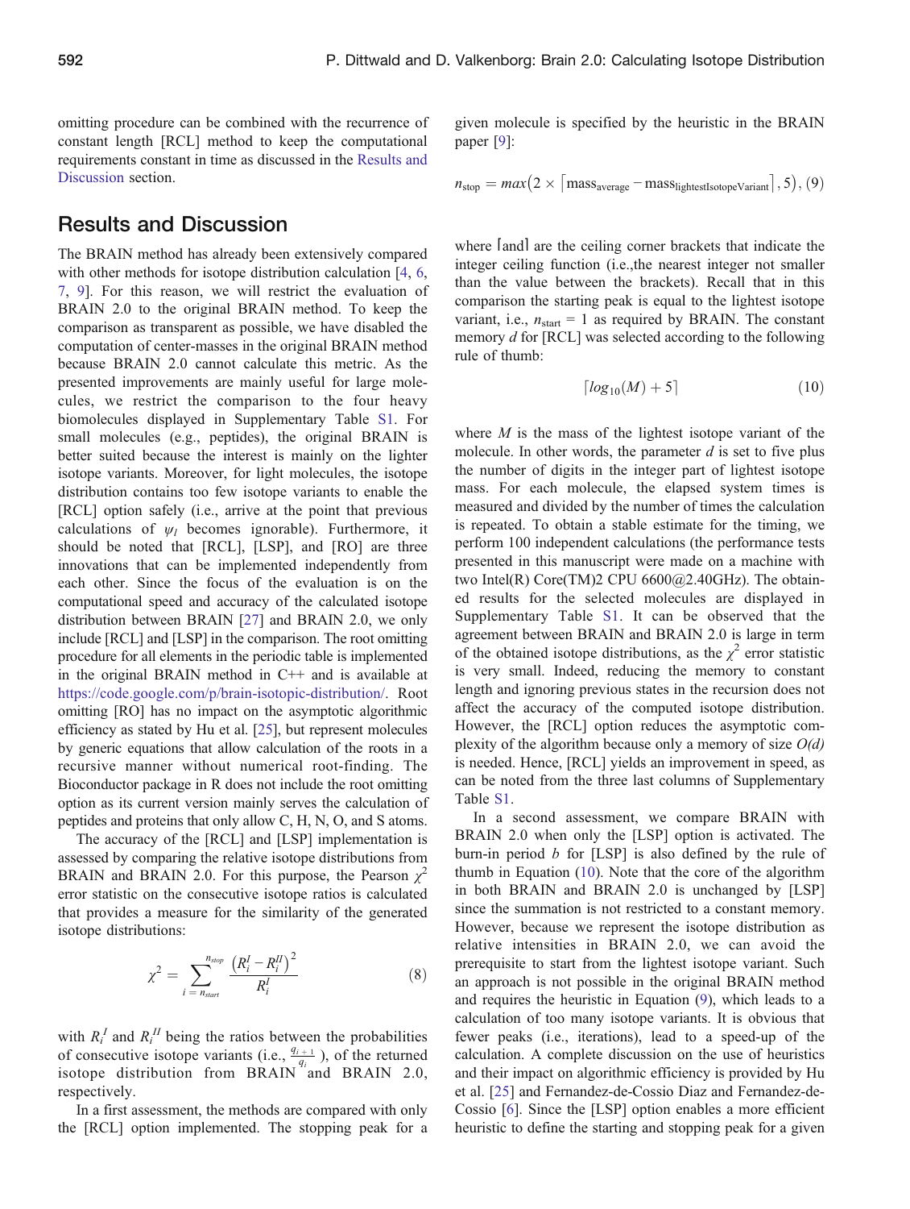omitting procedure can be combined with the recurrence of constant length [RCL] method to keep the computational requirements constant in time as discussed in the Results and Discussion section.

## Results and Discussion

The BRAIN method has already been extensively compared with other methods for isotope distribution calculation [4, 6, 7, 9]. For this reason, we will restrict the evaluation of BRAIN 2.0 to the original BRAIN method. To keep the comparison as transparent as possible, we have disabled the computation of center-masses in the original BRAIN method because BRAIN 2.0 cannot calculate this metric. As the presented improvements are mainly useful for large molecules, we restrict the comparison to the four heavy biomolecules displayed in Supplementary Table S1. For small molecules (e.g., peptides), the original BRAIN is better suited because the interest is mainly on the lighter isotope variants. Moreover, for light molecules, the isotope distribution contains too few isotope variants to enable the [RCL] option safely (i.e., arrive at the point that previous calculations of $\psi_l$ becomes ignorable). Furthermore, it should be noted that [RCL], [LSP], and [RO] are three innovations that can be implemented independently from each other. Since the focus of the evaluation is on the computational speed and accuracy of the calculated isotope distribution between BRAIN [27] and BRAIN 2.0, we only include [RCL] and [LSP] in the comparison. The root omitting procedure for all elements in the periodic table is implemented in the original BRAIN method in C++ and is available at https://code.google.com/p/brain-isotopic-distribution/. Root omitting [RO] has no impact on the asymptotic algorithmic efficiency as stated by Hu et al. [25], but represent molecules by generic equations that allow calculation of the roots in a recursive manner without numerical root-finding. The Bioconductor package in R does not include the root omitting option as its current version mainly serves the calculation of peptides and proteins that only allow C, H, N, O, and S atoms.

The accuracy of the [RCL] and [LSP] implementation is assessed by comparing the relative isotope distributions from BRAIN and BRAIN 2.0. For this purpose, the Pearson $\chi^2$ error statistic on the consecutive isotope ratios is calculated that provides a measure for the similarity of the generated isotope distributions:

$$\chi^2 = \sum_{i=n_{start}}^{n_{stop}} \frac{\left(R_i^I - R_i^{II}\right)^2}{R_i^I} \tag{8}$$

with $R_i^I$ and $R_i^{II}$ being the ratios between the probabilities of consecutive isotope variants (i.e., $\frac{q_{i+1}}{q_i}$ ), of the returned isotope distribution from BRAIN and BRAIN 2.0, respectively.

In a first assessment, the methods are compared with only the [RCL] option implemented. The stopping peak for a given molecule is specified by the heuristic in the BRAIN paper [9]:

$$n_{\text{stop}} = max\left(2 \times \lceil \text{mass}_{\text{average}} - \text{mass}_{\text{lightestIsotopeVariant}} \rceil, 5\right), \tag{9}$$

where ⌈and⌉ are the ceiling corner brackets that indicate the integer ceiling function (i.e.,the nearest integer not smaller than the value between the brackets). Recall that in this comparison the starting peak is equal to the lightest isotope variant, i.e., $n_{\text{start}} = 1$ as required by BRAIN. The constant memory $d$ for [RCL] was selected according to the following rule of thumb:

$$\lceil log_{10}(M) + 5 \rceil \tag{10}$$

where $M$ is the mass of the lightest isotope variant of the molecule. In other words, the parameter $d$ is set to five plus the number of digits in the integer part of lightest isotope mass. For each molecule, the elapsed system times is measured and divided by the number of times the calculation is repeated. To obtain a stable estimate for the timing, we perform 100 independent calculations (the performance tests presented in this manuscript were made on a machine with two Intel(R) Core(TM)2 CPU 6600@2.40GHz). The obtained results for the selected molecules are displayed in Supplementary Table S1. It can be observed that the agreement between BRAIN and BRAIN 2.0 is large in term of the obtained isotope distributions, as the $\chi^2$ error statistic is very small. Indeed, reducing the memory to constant length and ignoring previous states in the recursion does not affect the accuracy of the computed isotope distribution. However, the [RCL] option reduces the asymptotic complexity of the algorithm because only a memory of size $O(d)$ is needed. Hence, [RCL] yields an improvement in speed, as can be noted from the three last columns of Supplementary Table S1.

In a second assessment, we compare BRAIN with BRAIN 2.0 when only the [LSP] option is activated. The burn-in period $b$ for [LSP] is also defined by the rule of thumb in Equation (10). Note that the core of the algorithm in both BRAIN and BRAIN 2.0 is unchanged by [LSP] since the summation is not restricted to a constant memory. However, because we represent the isotope distribution as relative intensities in BRAIN 2.0, we can avoid the prerequisite to start from the lightest isotope variant. Such an approach is not possible in the original BRAIN method and requires the heuristic in Equation (9), which leads to a calculation of too many isotope variants. It is obvious that fewer peaks (i.e., iterations), lead to a speed-up of the calculation. A complete discussion on the use of heuristics and their impact on algorithmic efficiency is provided by Hu et al. [25] and Fernandez-de-Cossio Diaz and Fernandez-de-Cossio [6]. Since the [LSP] option enables a more efficient heuristic to define the starting and stopping peak for a given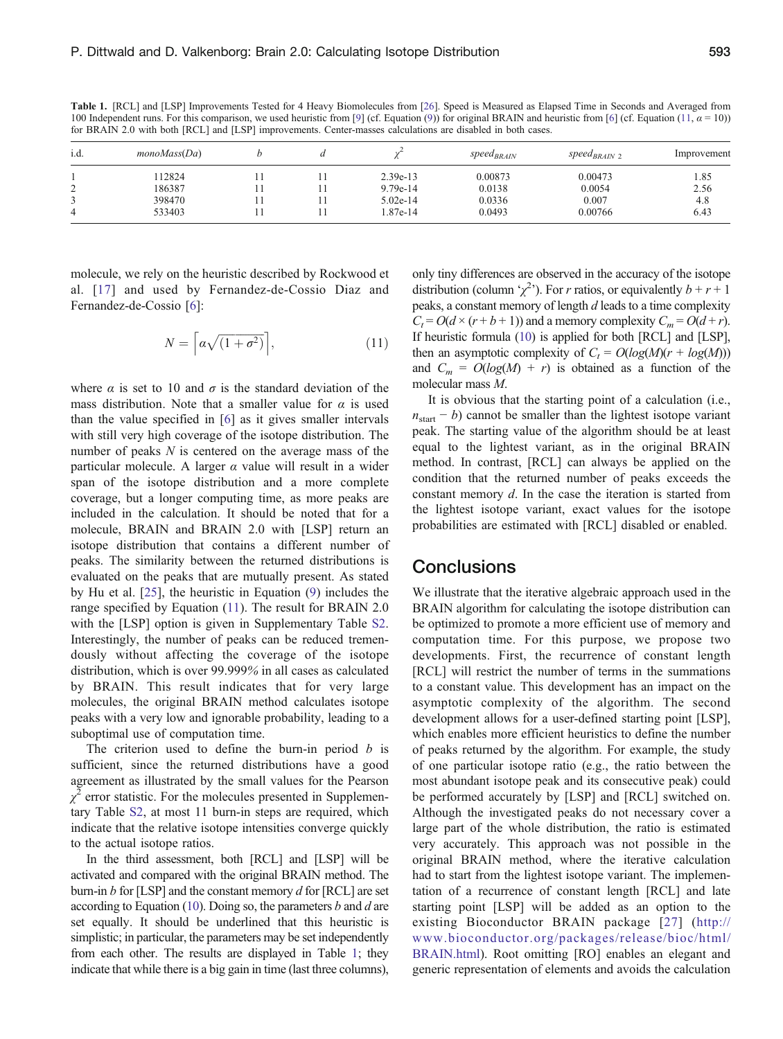**Table 1.** [RCL] and [LSP] Improvements Tested for 4 Heavy Biomolecules from [26]. Speed is Measured as Elapsed Time in Seconds and Averaged from 100 Independent runs. For this comparison, we used heuristic from [9] (cf. Equation (9)) for original BRAIN and heuristic from [6] (cf. Equation (11, $\alpha = 10$)) for BRAIN 2.0 with both [RCL] and [LSP] improvements. Center-masses calculations are disabled in both cases.

| i.d. | $monoMass(Da)$ | $b$ | $d$ | $\chi^2$ | $speed_{BRAIN}$ | $speed_{BRAIN\ 2}$ | Improvement |
|---|---|---|---|---|---|---|---|
| 1 | 112824 | 11 | 11 | 2.39e-13 | 0.00873 | 0.00473 | 1.85 |
| 2 | 186387 | 11 | 11 | 9.79e-14 | 0.0138 | 0.0054 | 2.56 |
| 3 | 398470 | 11 | 11 | 5.02e-14 | 0.0336 | 0.007 | 4.8 |
| 4 | 533403 | 11 | 11 | 1.87e-14 | 0.0493 | 0.00766 | 6.43 |

molecule, we rely on the heuristic described by Rockwood et al. [17] and used by Fernandez-de-Cossio Diaz and Fernandez-de-Cossio [6]:

$$N = \left\lceil \alpha\sqrt{(1+\sigma^2)} \right\rceil, \tag{11}$$

where $\alpha$ is set to 10 and $\sigma$ is the standard deviation of the mass distribution. Note that a smaller value for $\alpha$ is used than the value specified in [6] as it gives smaller intervals with still very high coverage of the isotope distribution. The number of peaks $N$ is centered on the average mass of the particular molecule. A larger $\alpha$ value will result in a wider span of the isotope distribution and a more complete coverage, but a longer computing time, as more peaks are included in the calculation. It should be noted that for a molecule, BRAIN and BRAIN 2.0 with [LSP] return an isotope distribution that contains a different number of peaks. The similarity between the returned distributions is evaluated on the peaks that are mutually present. As stated by Hu et al. [25], the heuristic in Equation (9) includes the range specified by Equation (11). The result for BRAIN 2.0 with the [LSP] option is given in Supplementary Table S2. Interestingly, the number of peaks can be reduced tremendously without affecting the coverage of the isotope distribution, which is over 99.999% in all cases as calculated by BRAIN. This result indicates that for very large molecules, the original BRAIN method calculates isotope peaks with a very low and ignorable probability, leading to a suboptimal use of computation time.

The criterion used to define the burn-in period $b$ is sufficient, since the returned distributions have a good agreement as illustrated by the small values for the Pearson $\chi^2$ error statistic. For the molecules presented in Supplementary Table S2, at most 11 burn-in steps are required, which indicate that the relative isotope intensities converge quickly to the actual isotope ratios.

In the third assessment, both [RCL] and [LSP] will be activated and compared with the original BRAIN method. The burn-in $b$ for [LSP] and the constant memory $d$ for [RCL] are set according to Equation (10). Doing so, the parameters $b$ and $d$ are set equally. It should be underlined that this heuristic is simplistic; in particular, the parameters may be set independently from each other. The results are displayed in Table 1; they indicate that while there is a big gain in time (last three columns), only tiny differences are observed in the accuracy of the isotope distribution (column '$\chi^2$'). For $r$ ratios, or equivalently $b + r + 1$ peaks, a constant memory of length $d$ leads to a time complexity $C_t = O(d \times (r + b + 1))$ and a memory complexity $C_m = O(d + r)$. If heuristic formula (10) is applied for both [RCL] and [LSP], then an asymptotic complexity of $C_t = O(log(M)(r + log(M)))$ and $C_m = O(log(M) + r)$ is obtained as a function of the molecular mass $M$.

It is obvious that the starting point of a calculation (i.e., $n_{\text{start}} - b$) cannot be smaller than the lightest isotope variant peak. The starting value of the algorithm should be at least equal to the lightest variant, as in the original BRAIN method. In contrast, [RCL] can always be applied on the condition that the returned number of peaks exceeds the constant memory $d$. In the case the iteration is started from the lightest isotope variant, exact values for the isotope probabilities are estimated with [RCL] disabled or enabled.

## Conclusions

We illustrate that the iterative algebraic approach used in the BRAIN algorithm for calculating the isotope distribution can be optimized to promote a more efficient use of memory and computation time. For this purpose, we propose two developments. First, the recurrence of constant length [RCL] will restrict the number of terms in the summations to a constant value. This development has an impact on the asymptotic complexity of the algorithm. The second development allows for a user-defined starting point [LSP], which enables more efficient heuristics to define the number of peaks returned by the algorithm. For example, the study of one particular isotope ratio (e.g., the ratio between the most abundant isotope peak and its consecutive peak) could be performed accurately by [LSP] and [RCL] switched on. Although the investigated peaks do not necessary cover a large part of the whole distribution, the ratio is estimated very accurately. This approach was not possible in the original BRAIN method, where the iterative calculation had to start from the lightest isotope variant. The implementation of a recurrence of constant length [RCL] and late starting point [LSP] will be added as an option to the existing Bioconductor BRAIN package [27] (http://www.bioconductor.org/packages/release/bioc/html/BRAIN.html). Root omitting [RO] enables an elegant and generic representation of elements and avoids the calculation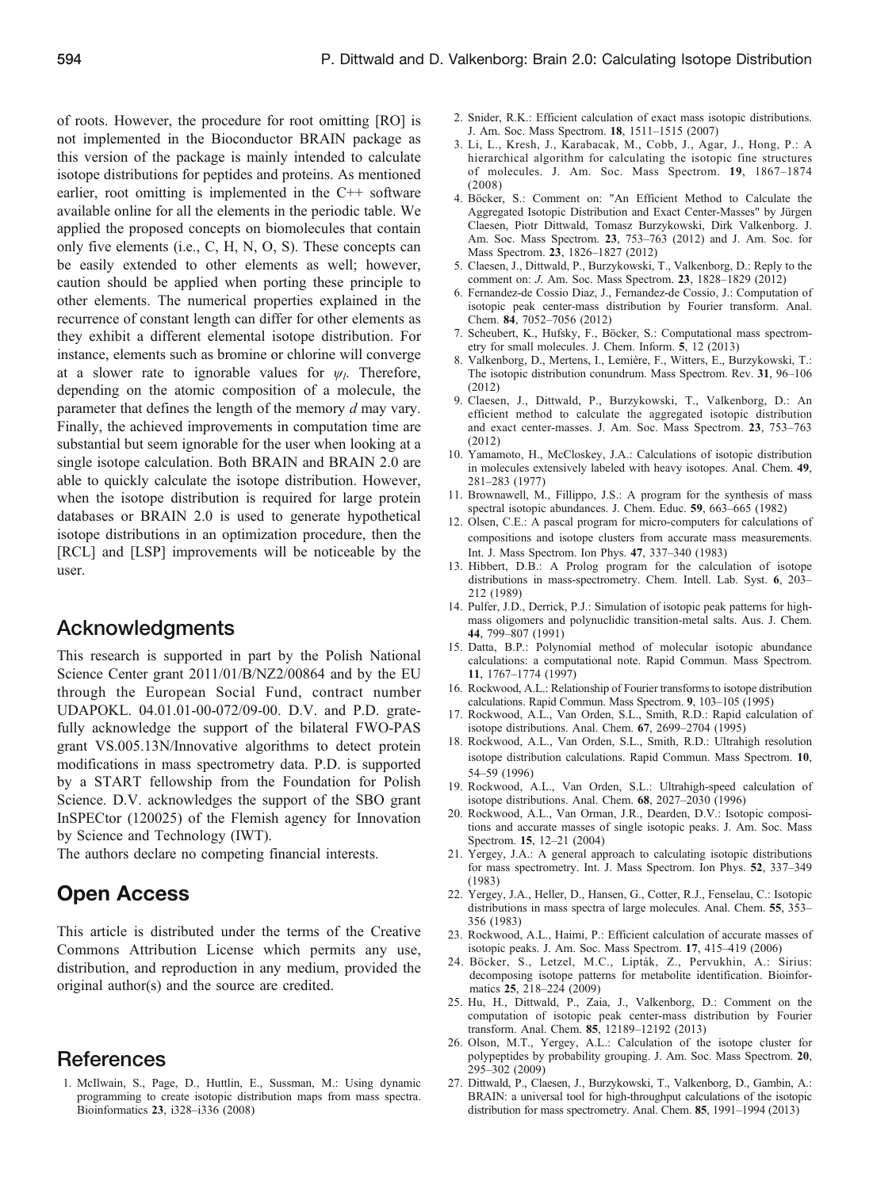of roots. However, the procedure for root omitting [RO] is not implemented in the Bioconductor BRAIN package as this version of the package is mainly intended to calculate isotope distributions for peptides and proteins. As mentioned earlier, root omitting is implemented in the C++ software available online for all the elements in the periodic table. We applied the proposed concepts on biomolecules that contain only five elements (i.e., C, H, N, O, S). These concepts can be easily extended to other elements as well; however, caution should be applied when porting these principle to other elements. The numerical properties explained in the recurrence of constant length can differ for other elements as they exhibit a different elemental isotope distribution. For instance, elements such as bromine or chlorine will converge at a slower rate to ignorable values for $\psi_l$. Therefore, depending on the atomic composition of a molecule, the parameter that defines the length of the memory $d$ may vary. Finally, the achieved improvements in computation time are substantial but seem ignorable for the user when looking at a single isotope calculation. Both BRAIN and BRAIN 2.0 are able to quickly calculate the isotope distribution. However, when the isotope distribution is required for large protein databases or BRAIN 2.0 is used to generate hypothetical isotope distributions in an optimization procedure, then the [RCL] and [LSP] improvements will be noticeable by the user.

## Acknowledgments

This research is supported in part by the Polish National Science Center grant 2011/01/B/NZ2/00864 and by the EU through the European Social Fund, contract number UDAPOKL. 04.01.01-00-072/09-00. D.V. and P.D. gratefully acknowledge the support of the bilateral FWO-PAS grant VS.005.13N/Innovative algorithms to detect protein modifications in mass spectrometry data. P.D. is supported by a START fellowship from the Foundation for Polish Science. D.V. acknowledges the support of the SBO grant InSPECtor (120025) of the Flemish agency for Innovation by Science and Technology (IWT).

The authors declare no competing financial interests.

## Open Access

This article is distributed under the terms of the Creative Commons Attribution License which permits any use, distribution, and reproduction in any medium, provided the original author(s) and the source are credited.

## References

1. McIlwain, S., Page, D., Huttlin, E., Sussman, M.: Using dynamic programming to create isotopic distribution maps from mass spectra. Bioinformatics **23**, i328–i336 (2008)
2. Snider, R.K.: Efficient calculation of exact mass isotopic distributions. J. Am. Soc. Mass Spectrom. **18**, 1511–1515 (2007)
3. Li, L., Kresh, J., Karabacak, M., Cobb, J., Agar, J., Hong, P.: A hierarchical algorithm for calculating the isotopic fine structures of molecules. J. Am. Soc. Mass Spectrom. **19**, 1867–1874 (2008)
4. Böcker, S.: Comment on: "An Efficient Method to Calculate the Aggregated Isotopic Distribution and Exact Center-Masses" by Jürgen Claesen, Piotr Dittwald, Tomasz Burzykowski, Dirk Valkenborg. J. Am. Soc. Mass Spectrom. **23**, 753–763 (2012) and J. Am. Soc. for Mass Spectrom. **23**, 1826–1827 (2012)
5. Claesen, J., Dittwald, P., Burzykowski, T., Valkenborg, D.: Reply to the comment on: *J*. Am. Soc. Mass Spectrom. **23**, 1828–1829 (2012)
6. Fernandez-de Cossio Diaz, J., Fernandez-de Cossio, J.: Computation of isotopic peak center-mass distribution by Fourier transform. Anal. Chem. **84**, 7052–7056 (2012)
7. Scheubert, K., Hufsky, F., Böcker, S.: Computational mass spectrometry for small molecules. J. Chem. Inform. **5**, 12 (2013)
8. Valkenborg, D., Mertens, I., Lemière, F., Witters, E., Burzykowski, T.: The isotopic distribution conundrum. Mass Spectrom. Rev. **31**, 96–106 (2012)
9. Claesen, J., Dittwald, P., Burzykowski, T., Valkenborg, D.: An efficient method to calculate the aggregated isotopic distribution and exact center-masses. J. Am. Soc. Mass Spectrom. **23**, 753–763 (2012)
10. Yamamoto, H., McCloskey, J.A.: Calculations of isotopic distribution in molecules extensively labeled with heavy isotopes. Anal. Chem. **49**, 281–283 (1977)
11. Brownawell, M., Fillippo, J.S.: A program for the synthesis of mass spectral isotopic abundances. J. Chem. Educ. **59**, 663–665 (1982)
12. Olsen, C.E.: A pascal program for micro-computers for calculations of compositions and isotope clusters from accurate mass measurements. Int. J. Mass Spectrom. Ion Phys. **47**, 337–340 (1983)
13. Hibbert, D.B.: A Prolog program for the calculation of isotope distributions in mass-spectrometry. Chem. Intell. Lab. Syst. **6**, 203–212 (1989)
14. Pulfer, J.D., Derrick, P.J.: Simulation of isotopic peak patterns for high-mass oligomers and polynuclidic transition-metal salts. Aus. J. Chem. **44**, 799–807 (1991)
15. Datta, B.P.: Polynomial method of molecular isotopic abundance calculations: a computational note. Rapid Commun. Mass Spectrom. **11**, 1767–1774 (1997)
16. Rockwood, A.L.: Relationship of Fourier transforms to isotope distribution calculations. Rapid Commun. Mass Spectrom. **9**, 103–105 (1995)
17. Rockwood, A.L., Van Orden, S.L., Smith, R.D.: Rapid calculation of isotope distributions. Anal. Chem. **67**, 2699–2704 (1995)
18. Rockwood, A.L., Van Orden, S.L., Smith, R.D.: Ultrahigh resolution isotope distribution calculations. Rapid Commun. Mass Spectrom. **10**, 54–59 (1996)
19. Rockwood, A.L., Van Orden, S.L.: Ultrahigh-speed calculation of isotope distributions. Anal. Chem. **68**, 2027–2030 (1996)
20. Rockwood, A.L., Van Orman, J.R., Dearden, D.V.: Isotopic compositions and accurate masses of single isotopic peaks. J. Am. Soc. Mass Spectrom. **15**, 12–21 (2004)
21. Yergey, J.A.: A general approach to calculating isotopic distributions for mass spectrometry. Int. J. Mass Spectrom. Ion Phys. **52**, 337–349 (1983)
22. Yergey, J.A., Heller, D., Hansen, G., Cotter, R.J., Fenselau, C.: Isotopic distributions in mass spectra of large molecules. Anal. Chem. **55**, 353–356 (1983)
23. Rockwood, A.L., Haimi, P.: Efficient calculation of accurate masses of isotopic peaks. J. Am. Soc. Mass Spectrom. **17**, 415–419 (2006)
24. Böcker, S., Letzel, M.C., Lipták, Z., Pervukhin, A.: Sirius: decomposing isotope patterns for metabolite identification. Bioinformatics **25**, 218–224 (2009)
25. Hu, H., Dittwald, P., Zaia, J., Valkenborg, D.: Comment on the computation of isotopic peak center-mass distribution by Fourier transform. Anal. Chem. **85**, 12189–12192 (2013)
26. Olson, M.T., Yergey, A.L.: Calculation of the isotope cluster for polypeptides by probability grouping. J. Am. Soc. Mass Spectrom. **20**, 295–302 (2009)
27. Dittwald, P., Claesen, J., Burzykowski, T., Valkenborg, D., Gambin, A.: BRAIN: a universal tool for high-throughput calculations of the isotopic distribution for mass spectrometry. Anal. Chem. **85**, 1991–1994 (2013)